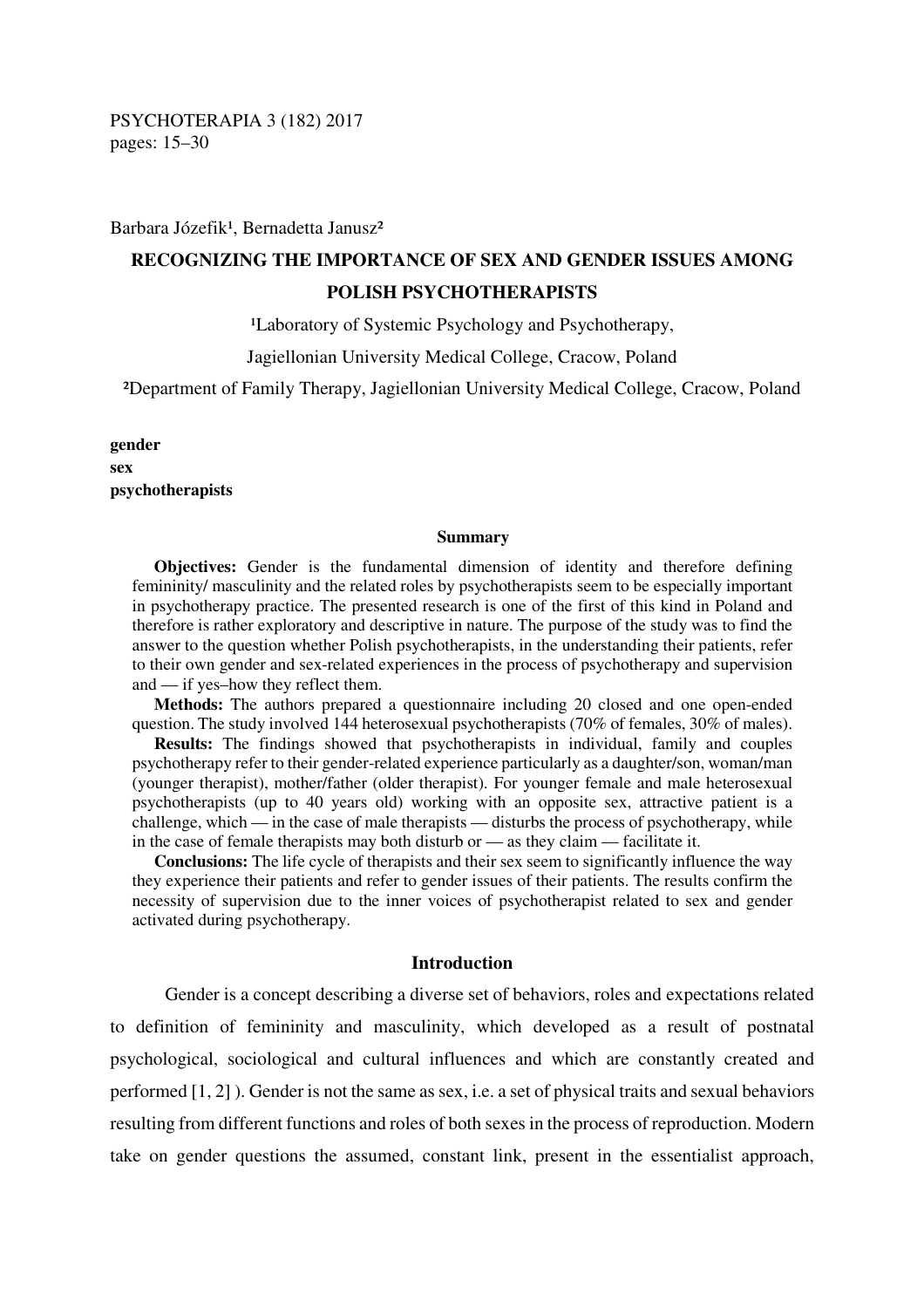PSYCHOTERAPIA 3 (182) 2017
pages: 15–30

Barbara Józefik[1], Bernadetta Janusz[2]

# RECOGNIZING THE IMPORTANCE OF SEX AND GENDER ISSUES AMONG POLISH PSYCHOTHERAPISTS

[1]Laboratory of Systemic Psychology and Psychotherapy,
Jagiellonian University Medical College, Cracow, Poland

[2]Department of Family Therapy, Jagiellonian University Medical College, Cracow, Poland

**gender**
**sex**
**psychotherapists**

### Summary

**Objectives:** Gender is the fundamental dimension of identity and therefore defining femininity/ masculinity and the related roles by psychotherapists seem to be especially important in psychotherapy practice. The presented research is one of the first of this kind in Poland and therefore is rather exploratory and descriptive in nature. The purpose of the study was to find the answer to the question whether Polish psychotherapists, in the understanding their patients, refer to their own gender and sex-related experiences in the process of psychotherapy and supervision and — if yes–how they reflect them.

**Methods:** The authors prepared a questionnaire including 20 closed and one open-ended question. The study involved 144 heterosexual psychotherapists (70% of females, 30% of males).

**Results:** The findings showed that psychotherapists in individual, family and couples psychotherapy refer to their gender-related experience particularly as a daughter/son, woman/man (younger therapist), mother/father (older therapist). For younger female and male heterosexual psychotherapists (up to 40 years old) working with an opposite sex, attractive patient is a challenge, which — in the case of male therapists — disturbs the process of psychotherapy, while in the case of female therapists may both disturb or — as they claim — facilitate it.

**Conclusions:** The life cycle of therapists and their sex seem to significantly influence the way they experience their patients and refer to gender issues of their patients. The results confirm the necessity of supervision due to the inner voices of psychotherapist related to sex and gender activated during psychotherapy.

## Introduction

Gender is a concept describing a diverse set of behaviors, roles and expectations related to definition of femininity and masculinity, which developed as a result of postnatal psychological, sociological and cultural influences and which are constantly created and performed [1, 2] ). Gender is not the same as sex, i.e. a set of physical traits and sexual behaviors resulting from different functions and roles of both sexes in the process of reproduction. Modern take on gender questions the assumed, constant link, present in the essentialist approach,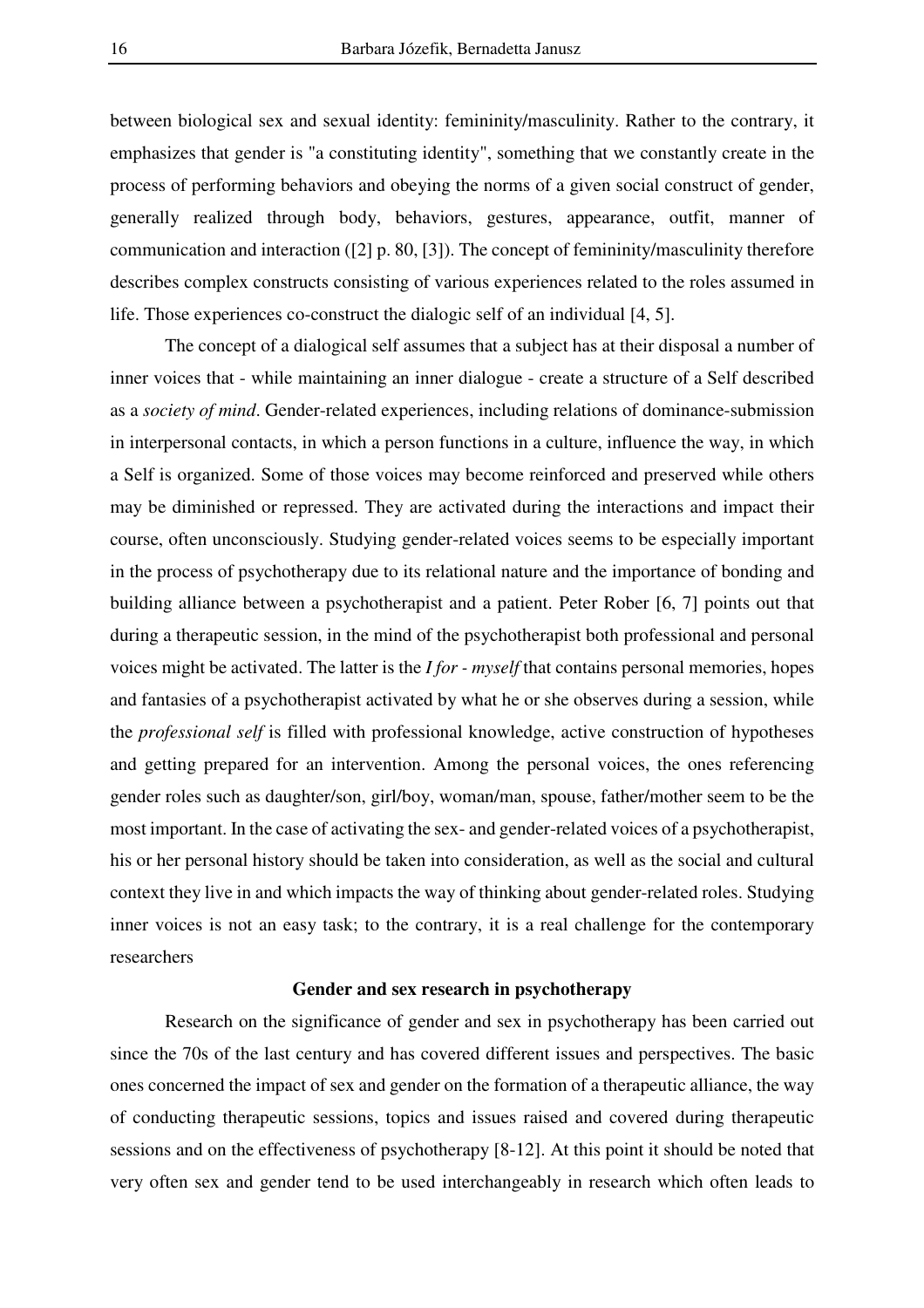between biological sex and sexual identity: femininity/masculinity. Rather to the contrary, it emphasizes that gender is "a constituting identity", something that we constantly create in the process of performing behaviors and obeying the norms of a given social construct of gender, generally realized through body, behaviors, gestures, appearance, outfit, manner of communication and interaction ([2] p. 80, [3]). The concept of femininity/masculinity therefore describes complex constructs consisting of various experiences related to the roles assumed in life. Those experiences co-construct the dialogic self of an individual [4, 5].

The concept of a dialogical self assumes that a subject has at their disposal a number of inner voices that - while maintaining an inner dialogue - create a structure of a Self described as a *society of mind*. Gender-related experiences, including relations of dominance-submission in interpersonal contacts, in which a person functions in a culture, influence the way, in which a Self is organized. Some of those voices may become reinforced and preserved while others may be diminished or repressed. They are activated during the interactions and impact their course, often unconsciously. Studying gender-related voices seems to be especially important in the process of psychotherapy due to its relational nature and the importance of bonding and building alliance between a psychotherapist and a patient. Peter Rober [6, 7] points out that during a therapeutic session, in the mind of the psychotherapist both professional and personal voices might be activated. The latter is the *I for - myself* that contains personal memories, hopes and fantasies of a psychotherapist activated by what he or she observes during a session, while the *professional self* is filled with professional knowledge, active construction of hypotheses and getting prepared for an intervention. Among the personal voices, the ones referencing gender roles such as daughter/son, girl/boy, woman/man, spouse, father/mother seem to be the most important. In the case of activating the sex- and gender-related voices of a psychotherapist, his or her personal history should be taken into consideration, as well as the social and cultural context they live in and which impacts the way of thinking about gender-related roles. Studying inner voices is not an easy task; to the contrary, it is a real challenge for the contemporary researchers

## Gender and sex research in psychotherapy

Research on the significance of gender and sex in psychotherapy has been carried out since the 70s of the last century and has covered different issues and perspectives. The basic ones concerned the impact of sex and gender on the formation of a therapeutic alliance, the way of conducting therapeutic sessions, topics and issues raised and covered during therapeutic sessions and on the effectiveness of psychotherapy [8-12]. At this point it should be noted that very often sex and gender tend to be used interchangeably in research which often leads to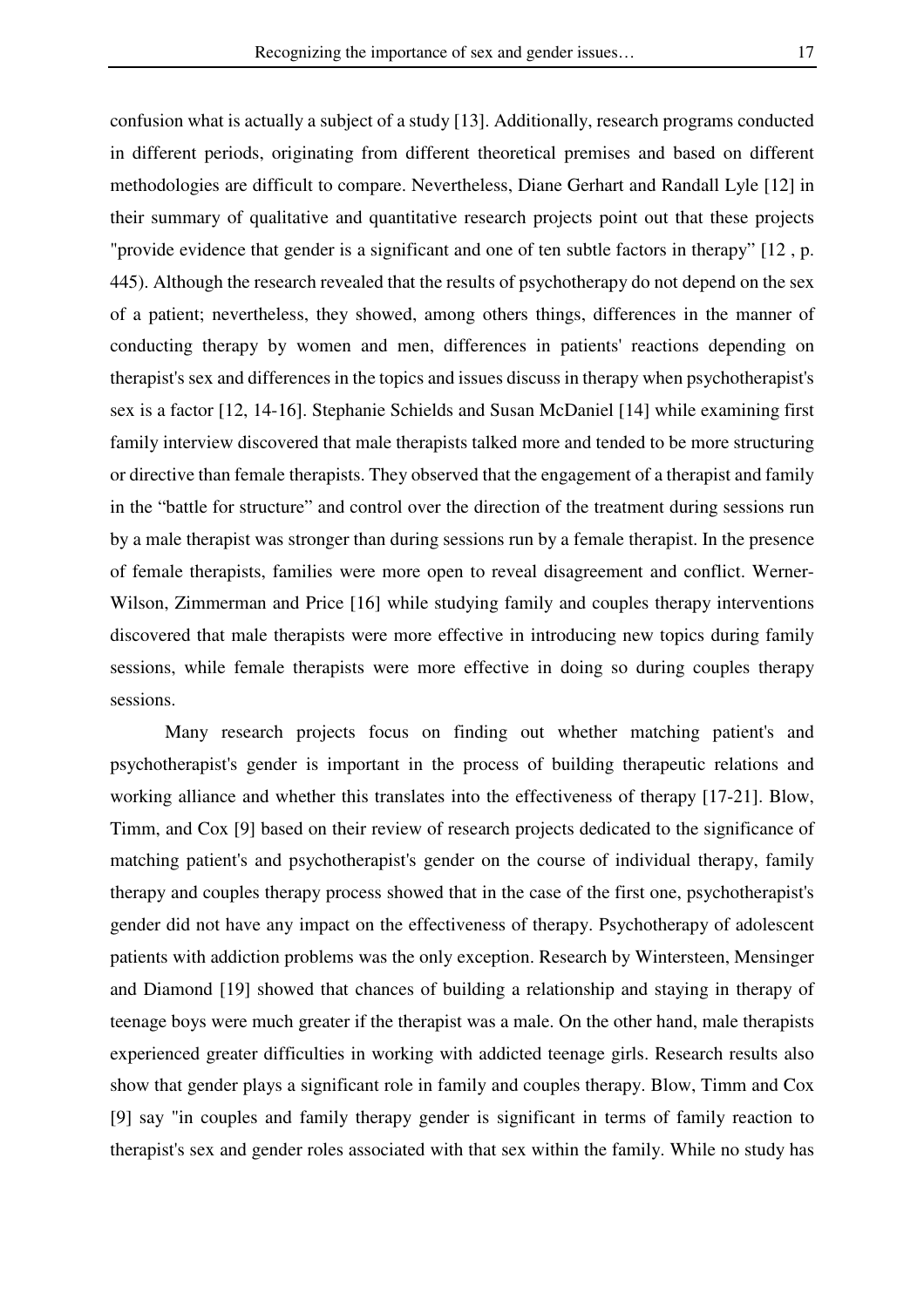confusion what is actually a subject of a study [13]. Additionally, research programs conducted in different periods, originating from different theoretical premises and based on different methodologies are difficult to compare. Nevertheless, Diane Gerhart and Randall Lyle [12] in their summary of qualitative and quantitative research projects point out that these projects "provide evidence that gender is a significant and one of ten subtle factors in therapy" [12 , p. 445). Although the research revealed that the results of psychotherapy do not depend on the sex of a patient; nevertheless, they showed, among others things, differences in the manner of conducting therapy by women and men, differences in patients' reactions depending on therapist's sex and differences in the topics and issues discuss in therapy when psychotherapist's sex is a factor [12, 14-16]. Stephanie Schields and Susan McDaniel [14] while examining first family interview discovered that male therapists talked more and tended to be more structuring or directive than female therapists. They observed that the engagement of a therapist and family in the "battle for structure" and control over the direction of the treatment during sessions run by a male therapist was stronger than during sessions run by a female therapist. In the presence of female therapists, families were more open to reveal disagreement and conflict. Werner-Wilson, Zimmerman and Price [16] while studying family and couples therapy interventions discovered that male therapists were more effective in introducing new topics during family sessions, while female therapists were more effective in doing so during couples therapy sessions.

Many research projects focus on finding out whether matching patient's and psychotherapist's gender is important in the process of building therapeutic relations and working alliance and whether this translates into the effectiveness of therapy [17-21]. Blow, Timm, and Cox [9] based on their review of research projects dedicated to the significance of matching patient's and psychotherapist's gender on the course of individual therapy, family therapy and couples therapy process showed that in the case of the first one, psychotherapist's gender did not have any impact on the effectiveness of therapy. Psychotherapy of adolescent patients with addiction problems was the only exception. Research by Wintersteen, Mensinger and Diamond [19] showed that chances of building a relationship and staying in therapy of teenage boys were much greater if the therapist was a male. On the other hand, male therapists experienced greater difficulties in working with addicted teenage girls. Research results also show that gender plays a significant role in family and couples therapy. Blow, Timm and Cox [9] say "in couples and family therapy gender is significant in terms of family reaction to therapist's sex and gender roles associated with that sex within the family. While no study has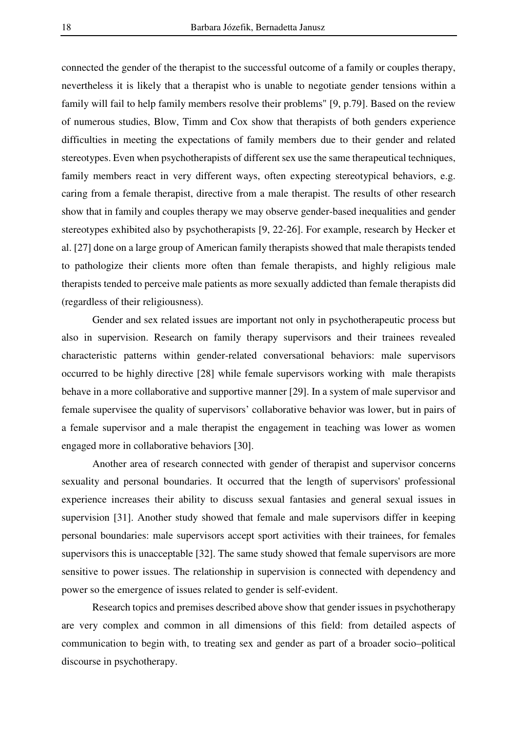connected the gender of the therapist to the successful outcome of a family or couples therapy, nevertheless it is likely that a therapist who is unable to negotiate gender tensions within a family will fail to help family members resolve their problems" [9, p.79]. Based on the review of numerous studies, Blow, Timm and Cox show that therapists of both genders experience difficulties in meeting the expectations of family members due to their gender and related stereotypes. Even when psychotherapists of different sex use the same therapeutical techniques, family members react in very different ways, often expecting stereotypical behaviors, e.g. caring from a female therapist, directive from a male therapist. The results of other research show that in family and couples therapy we may observe gender-based inequalities and gender stereotypes exhibited also by psychotherapists [9, 22-26]. For example, research by Hecker et al. [27] done on a large group of American family therapists showed that male therapists tended to pathologize their clients more often than female therapists, and highly religious male therapists tended to perceive male patients as more sexually addicted than female therapists did (regardless of their religiousness).

Gender and sex related issues are important not only in psychotherapeutic process but also in supervision. Research on family therapy supervisors and their trainees revealed characteristic patterns within gender-related conversational behaviors: male supervisors occurred to be highly directive [28] while female supervisors working with male therapists behave in a more collaborative and supportive manner [29]. In a system of male supervisor and female supervisee the quality of supervisors' collaborative behavior was lower, but in pairs of a female supervisor and a male therapist the engagement in teaching was lower as women engaged more in collaborative behaviors [30].

Another area of research connected with gender of therapist and supervisor concerns sexuality and personal boundaries. It occurred that the length of supervisors' professional experience increases their ability to discuss sexual fantasies and general sexual issues in supervision [31]. Another study showed that female and male supervisors differ in keeping personal boundaries: male supervisors accept sport activities with their trainees, for females supervisors this is unacceptable [32]. The same study showed that female supervisors are more sensitive to power issues. The relationship in supervision is connected with dependency and power so the emergence of issues related to gender is self-evident.

Research topics and premises described above show that gender issues in psychotherapy are very complex and common in all dimensions of this field: from detailed aspects of communication to begin with, to treating sex and gender as part of a broader socio–political discourse in psychotherapy.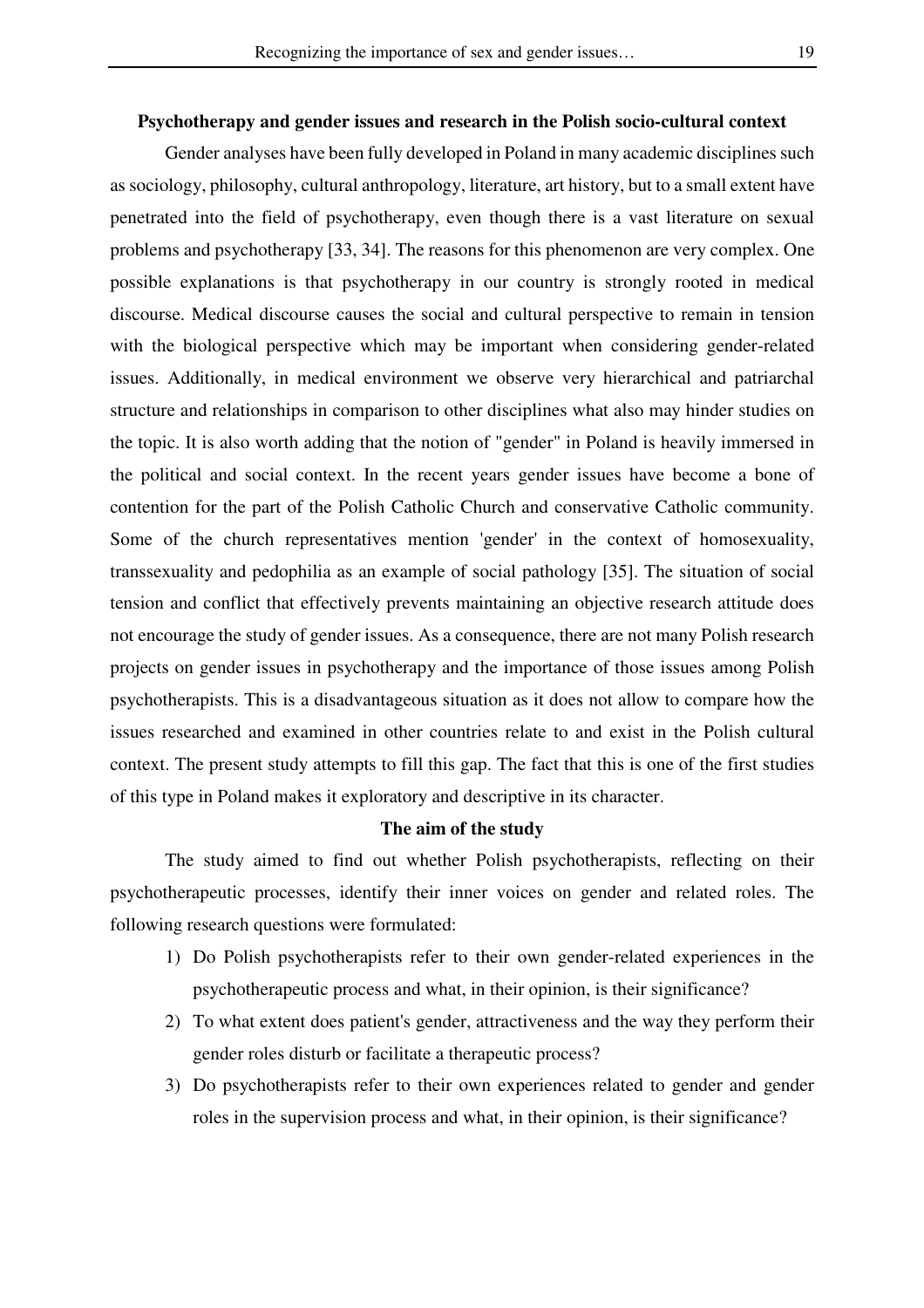**Psychotherapy and gender issues and research in the Polish socio-cultural context**

Gender analyses have been fully developed in Poland in many academic disciplines such as sociology, philosophy, cultural anthropology, literature, art history, but to a small extent have penetrated into the field of psychotherapy, even though there is a vast literature on sexual problems and psychotherapy [33, 34]. The reasons for this phenomenon are very complex. One possible explanations is that psychotherapy in our country is strongly rooted in medical discourse. Medical discourse causes the social and cultural perspective to remain in tension with the biological perspective which may be important when considering gender-related issues. Additionally, in medical environment we observe very hierarchical and patriarchal structure and relationships in comparison to other disciplines what also may hinder studies on the topic. It is also worth adding that the notion of "gender" in Poland is heavily immersed in the political and social context. In the recent years gender issues have become a bone of contention for the part of the Polish Catholic Church and conservative Catholic community. Some of the church representatives mention 'gender' in the context of homosexuality, transsexuality and pedophilia as an example of social pathology [35]. The situation of social tension and conflict that effectively prevents maintaining an objective research attitude does not encourage the study of gender issues. As a consequence, there are not many Polish research projects on gender issues in psychotherapy and the importance of those issues among Polish psychotherapists. This is a disadvantageous situation as it does not allow to compare how the issues researched and examined in other countries relate to and exist in the Polish cultural context. The present study attempts to fill this gap. The fact that this is one of the first studies of this type in Poland makes it exploratory and descriptive in its character.

**The aim of the study**

The study aimed to find out whether Polish psychotherapists, reflecting on their psychotherapeutic processes, identify their inner voices on gender and related roles. The following research questions were formulated:

1) Do Polish psychotherapists refer to their own gender-related experiences in the psychotherapeutic process and what, in their opinion, is their significance?
2) To what extent does patient's gender, attractiveness and the way they perform their gender roles disturb or facilitate a therapeutic process?
3) Do psychotherapists refer to their own experiences related to gender and gender roles in the supervision process and what, in their opinion, is their significance?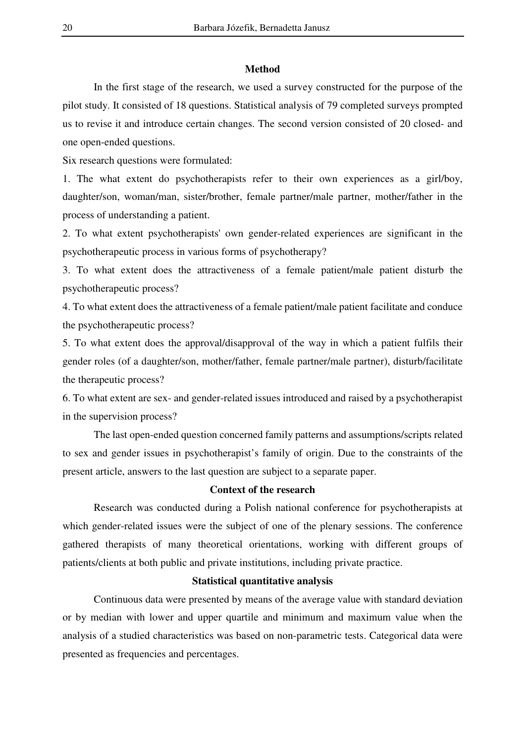## Method

In the first stage of the research, we used a survey constructed for the purpose of the pilot study. It consisted of 18 questions. Statistical analysis of 79 completed surveys prompted us to revise it and introduce certain changes. The second version consisted of 20 closed- and one open-ended questions.

Six research questions were formulated:

1. The what extent do psychotherapists refer to their own experiences as a girl/boy, daughter/son, woman/man, sister/brother, female partner/male partner, mother/father in the process of understanding a patient.

2. To what extent psychotherapists' own gender-related experiences are significant in the psychotherapeutic process in various forms of psychotherapy?

3. To what extent does the attractiveness of a female patient/male patient disturb the psychotherapeutic process?

4. To what extent does the attractiveness of a female patient/male patient facilitate and conduce the psychotherapeutic process?

5. To what extent does the approval/disapproval of the way in which a patient fulfils their gender roles (of a daughter/son, mother/father, female partner/male partner), disturb/facilitate the therapeutic process?

6. To what extent are sex- and gender-related issues introduced and raised by a psychotherapist in the supervision process?

The last open-ended question concerned family patterns and assumptions/scripts related to sex and gender issues in psychotherapist's family of origin. Due to the constraints of the present article, answers to the last question are subject to a separate paper.

## Context of the research

Research was conducted during a Polish national conference for psychotherapists at which gender-related issues were the subject of one of the plenary sessions. The conference gathered therapists of many theoretical orientations, working with different groups of patients/clients at both public and private institutions, including private practice.

## Statistical quantitative analysis

Continuous data were presented by means of the average value with standard deviation or by median with lower and upper quartile and minimum and maximum value when the analysis of a studied characteristics was based on non-parametric tests. Categorical data were presented as frequencies and percentages.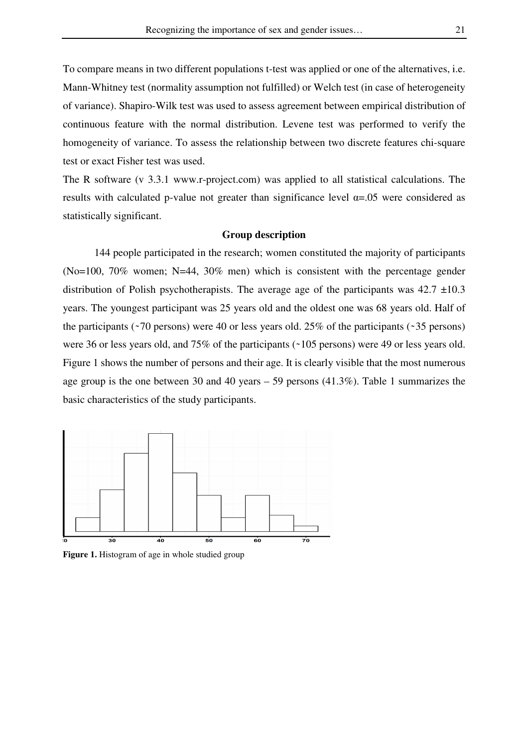To compare means in two different populations t-test was applied or one of the alternatives, i.e. Mann-Whitney test (normality assumption not fulfilled) or Welch test (in case of heterogeneity of variance). Shapiro-Wilk test was used to assess agreement between empirical distribution of continuous feature with the normal distribution. Levene test was performed to verify the homogeneity of variance. To assess the relationship between two discrete features chi-square test or exact Fisher test was used.

The R software (v 3.3.1 www.r-project.com) was applied to all statistical calculations. The results with calculated p-value not greater than significance level $\alpha=.05$ were considered as statistically significant.

## Group description

144 people participated in the research; women constituted the majority of participants (No=100, 70% women; N=44, 30% men) which is consistent with the percentage gender distribution of Polish psychotherapists. The average age of the participants was 42.7 ±10.3 years. The youngest participant was 25 years old and the oldest one was 68 years old. Half of the participants (~70 persons) were 40 or less years old. 25% of the participants (~35 persons) were 36 or less years old, and 75% of the participants (~105 persons) were 49 or less years old. Figure 1 shows the number of persons and their age. It is clearly visible that the most numerous age group is the one between 30 and 40 years – 59 persons (41.3%). Table 1 summarizes the basic characteristics of the study participants.

**Figure 1.** Histogram of age in whole studied group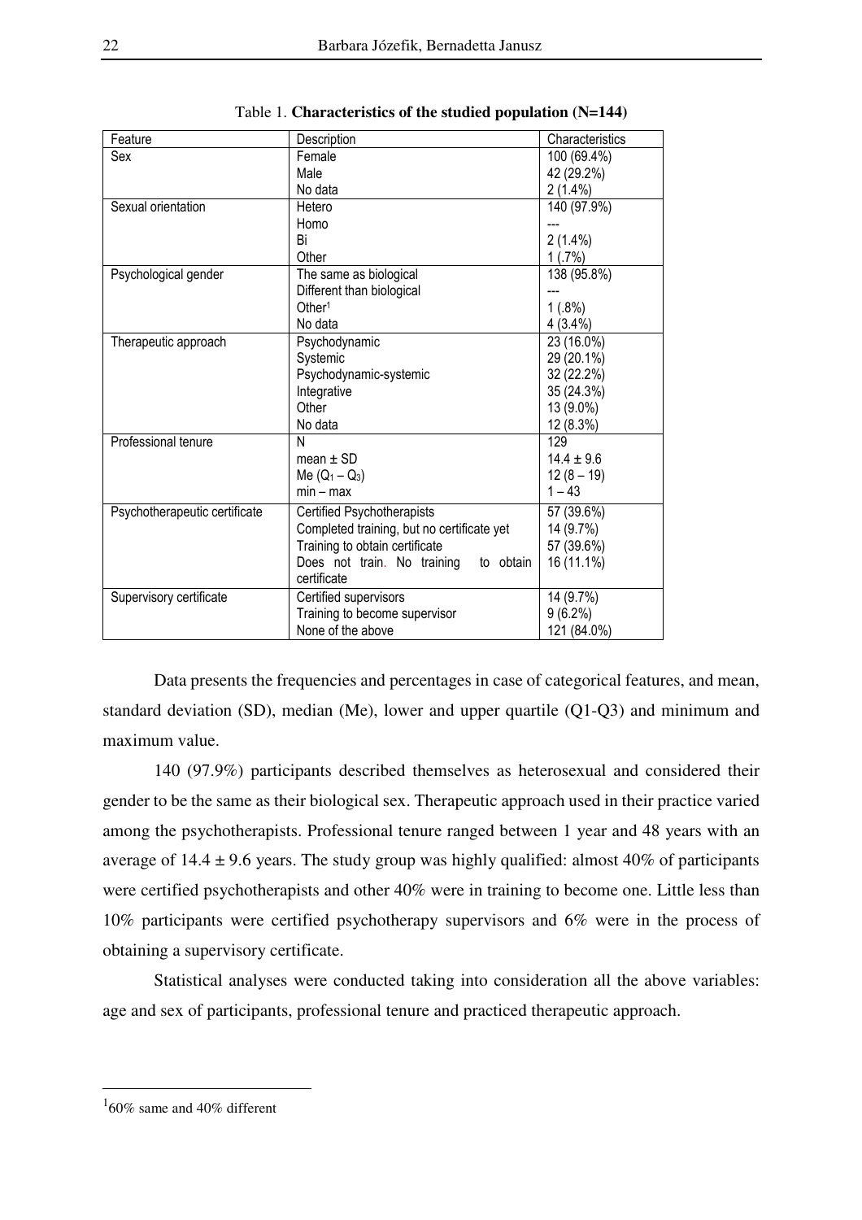Table 1. **Characteristics of the studied population (N=144)**

| Feature | Description | Characteristics |
|---|---|---|
| Sex | Female | 100 (69.4%) |
| | Male | 42 (29.2%) |
| | No data | 2 (1.4%) |
| Sexual orientation | Hetero | 140 (97.9%) |
| | Homo | --- |
| | Bi | 2 (1.4%) |
| | Other | 1 (.7%) |
| Psychological gender | The same as biological | 138 (95.8%) |
| | Different than biological | --- |
| | Other[1] | 1 (.8%) |
| | No data | 4 (3.4%) |
| Therapeutic approach | Psychodynamic | 23 (16.0%) |
| | Systemic | 29 (20.1%) |
| | Psychodynamic-systemic | 32 (22.2%) |
| | Integrative | 35 (24.3%) |
| | Other | 13 (9.0%) |
| | No data | 12 (8.3%) |
| Professional tenure | N | 129 |
| | mean ± SD | 14.4 ± 9.6 |
| | Me ($Q_1 - Q_3$) | 12 (8 – 19) |
| | min – max | 1 – 43 |
| Psychotherapeutic certificate | Certified Psychotherapists | 57 (39.6%) |
| | Completed training, but no certificate yet | 14 (9.7%) |
| | Training to obtain certificate | 57 (39.6%) |
| | Does not train. No training to obtain certificate | 16 (11.1%) |
| Supervisory certificate | Certified supervisors | 14 (9.7%) |
| | Training to become supervisor | 9 (6.2%) |
| | None of the above | 121 (84.0%) |

Data presents the frequencies and percentages in case of categorical features, and mean, standard deviation (SD), median (Me), lower and upper quartile (Q1-Q3) and minimum and maximum value.

140 (97.9%) participants described themselves as heterosexual and considered their gender to be the same as their biological sex. Therapeutic approach used in their practice varied among the psychotherapists. Professional tenure ranged between 1 year and 48 years with an average of 14.4 ± 9.6 years. The study group was highly qualified: almost 40% of participants were certified psychotherapists and other 40% were in training to become one. Little less than 10% participants were certified psychotherapy supervisors and 6% were in the process of obtaining a supervisory certificate.

Statistical analyses were conducted taking into consideration all the above variables: age and sex of participants, professional tenure and practiced therapeutic approach.

---

[1] 60% same and 40% different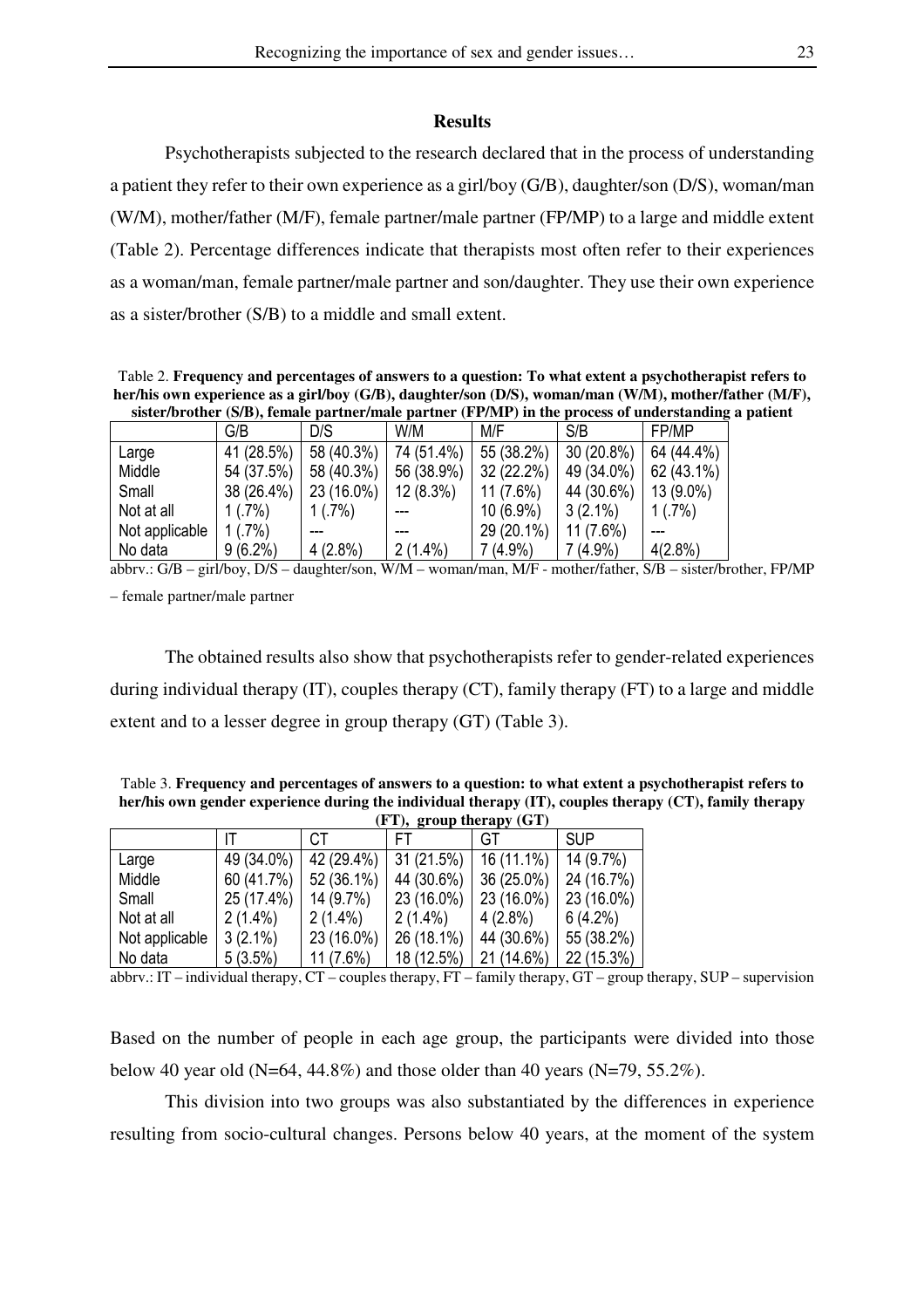## Results

Psychotherapists subjected to the research declared that in the process of understanding a patient they refer to their own experience as a girl/boy (G/B), daughter/son (D/S), woman/man (W/M), mother/father (M/F), female partner/male partner (FP/MP) to a large and middle extent (Table 2). Percentage differences indicate that therapists most often refer to their experiences as a woman/man, female partner/male partner and son/daughter. They use their own experience as a sister/brother (S/B) to a middle and small extent.

Table 2. **Frequency and percentages of answers to a question: To what extent a psychotherapist refers to her/his own experience as a girl/boy (G/B), daughter/son (D/S), woman/man (W/M), mother/father (M/F), sister/brother (S/B), female partner/male partner (FP/MP) in the process of understanding a patient**

| | G/B | D/S | W/M | M/F | S/B | FP/MP |
|---|---|---|---|---|---|---|
| Large | 41 (28.5%) | 58 (40.3%) | 74 (51.4%) | 55 (38.2%) | 30 (20.8%) | 64 (44.4%) |
| Middle | 54 (37.5%) | 58 (40.3%) | 56 (38.9%) | 32 (22.2%) | 49 (34.0%) | 62 (43.1%) |
| Small | 38 (26.4%) | 23 (16.0%) | 12 (8.3%) | 11 (7.6%) | 44 (30.6%) | 13 (9.0%) |
| Not at all | 1 (.7%) | 1 (.7%) | --- | 10 (6.9%) | 3 (2.1%) | 1 (.7%) |
| Not applicable | 1 (.7%) | --- | --- | 29 (20.1%) | 11 (7.6%) | --- |
| No data | 9 (6.2%) | 4 (2.8%) | 2 (1.4%) | 7 (4.9%) | 7 (4.9%) | 4(2.8%) |

abbrv.: G/B – girl/boy, D/S – daughter/son, W/M – woman/man, M/F - mother/father, S/B – sister/brother, FP/MP – female partner/male partner

The obtained results also show that psychotherapists refer to gender-related experiences during individual therapy (IT), couples therapy (CT), family therapy (FT) to a large and middle extent and to a lesser degree in group therapy (GT) (Table 3).

Table 3. **Frequency and percentages of answers to a question: to what extent a psychotherapist refers to her/his own gender experience during the individual therapy (IT), couples therapy (CT), family therapy (FT), group therapy (GT)**

| | IT | CT | FT | GT | SUP |
|---|---|---|---|---|---|
| Large | 49 (34.0%) | 42 (29.4%) | 31 (21.5%) | 16 (11.1%) | 14 (9.7%) |
| Middle | 60 (41.7%) | 52 (36.1%) | 44 (30.6%) | 36 (25.0%) | 24 (16.7%) |
| Small | 25 (17.4%) | 14 (9.7%) | 23 (16.0%) | 23 (16.0%) | 23 (16.0%) |
| Not at all | 2 (1.4%) | 2 (1.4%) | 2 (1.4%) | 4 (2.8%) | 6 (4.2%) |
| Not applicable | 3 (2.1%) | 23 (16.0%) | 26 (18.1%) | 44 (30.6%) | 55 (38.2%) |
| No data | 5 (3.5%) | 11 (7.6%) | 18 (12.5%) | 21 (14.6%) | 22 (15.3%) |

abbrv.: IT – individual therapy, CT – couples therapy, FT – family therapy, GT – group therapy, SUP – supervision

Based on the number of people in each age group, the participants were divided into those below 40 year old (N=64, 44.8%) and those older than 40 years (N=79, 55.2%).

This division into two groups was also substantiated by the differences in experience resulting from socio-cultural changes. Persons below 40 years, at the moment of the system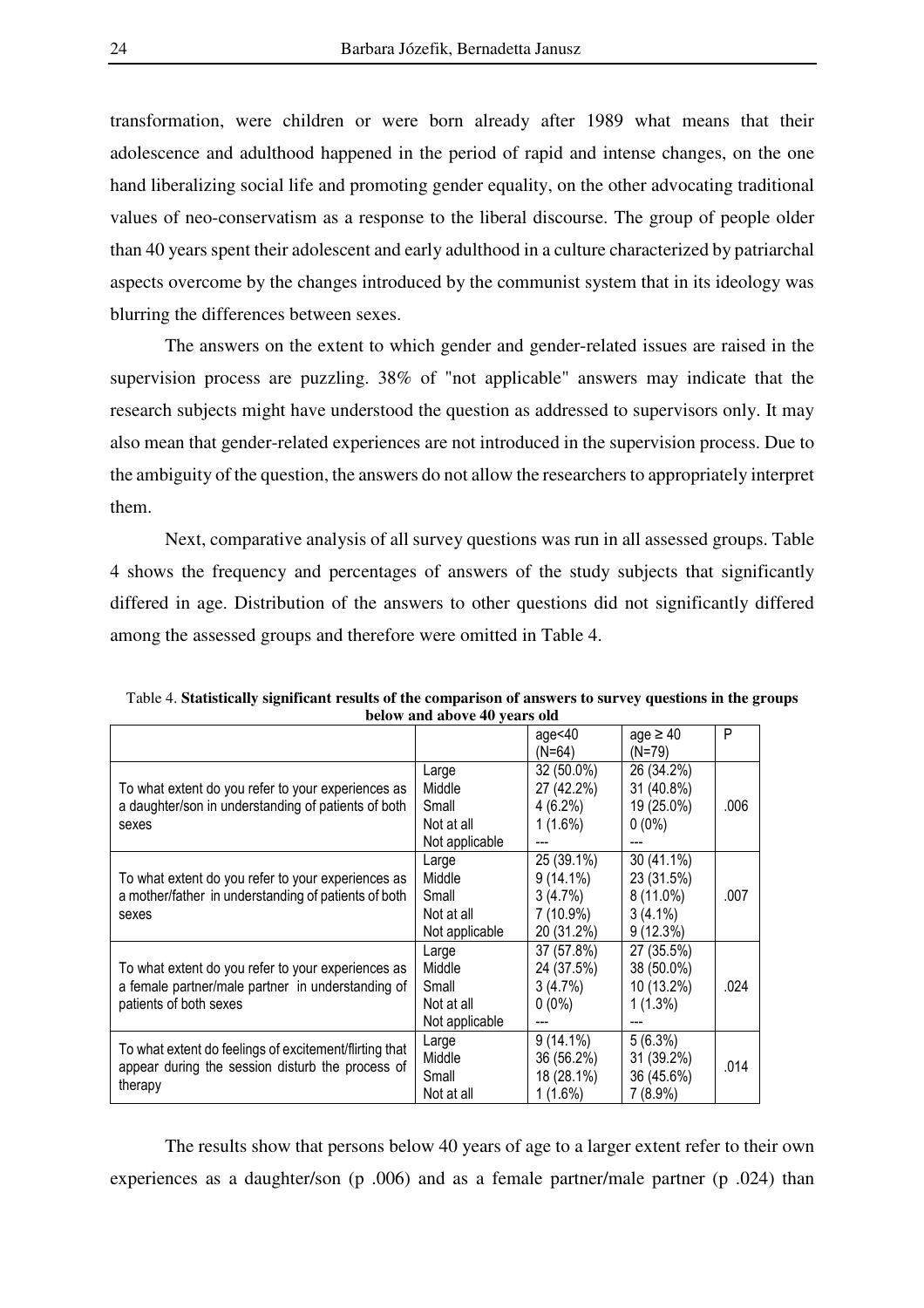transformation, were children or were born already after 1989 what means that their adolescence and adulthood happened in the period of rapid and intense changes, on the one hand liberalizing social life and promoting gender equality, on the other advocating traditional values of neo-conservatism as a response to the liberal discourse. The group of people older than 40 years spent their adolescent and early adulthood in a culture characterized by patriarchal aspects overcome by the changes introduced by the communist system that in its ideology was blurring the differences between sexes.

The answers on the extent to which gender and gender-related issues are raised in the supervision process are puzzling. 38% of "not applicable" answers may indicate that the research subjects might have understood the question as addressed to supervisors only. It may also mean that gender-related experiences are not introduced in the supervision process. Due to the ambiguity of the question, the answers do not allow the researchers to appropriately interpret them.

Next, comparative analysis of all survey questions was run in all assessed groups. Table 4 shows the frequency and percentages of answers of the study subjects that significantly differed in age. Distribution of the answers to other questions did not significantly differed among the assessed groups and therefore were omitted in Table 4.

Table 4. **Statistically significant results of the comparison of answers to survey questions in the groups below and above 40 years old**

| | | age<40 (N=64) | age ≥ 40 (N=79) | P |
|---|---|---|---|---|
| To what extent do you refer to your experiences as a daughter/son in understanding of patients of both sexes | Large | 32 (50.0%) | 26 (34.2%) | .006 |
| | Middle | 27 (42.2%) | 31 (40.8%) | |
| | Small | 4 (6.2%) | 19 (25.0%) | |
| | Not at all | 1 (1.6%) | 0 (0%) | |
| | Not applicable | --- | --- | |
| To what extent do you refer to your experiences as a mother/father in understanding of patients of both sexes | Large | 25 (39.1%) | 30 (41.1%) | .007 |
| | Middle | 9 (14.1%) | 23 (31.5%) | |
| | Small | 3 (4.7%) | 8 (11.0%) | |
| | Not at all | 7 (10.9%) | 3 (4.1%) | |
| | Not applicable | 20 (31.2%) | 9 (12.3%) | |
| To what extent do you refer to your experiences as a female partner/male partner in understanding of patients of both sexes | Large | 37 (57.8%) | 27 (35.5%) | .024 |
| | Middle | 24 (37.5%) | 38 (50.0%) | |
| | Small | 3 (4.7%) | 10 (13.2%) | |
| | Not at all | 0 (0%) | 1 (1.3%) | |
| | Not applicable | --- | --- | |
| To what extent do feelings of excitement/flirting that appear during the session disturb the process of therapy | Large | 9 (14.1%) | 5 (6.3%) | .014 |
| | Middle | 36 (56.2%) | 31 (39.2%) | |
| | Small | 18 (28.1%) | 36 (45.6%) | |
| | Not at all | 1 (1.6%) | 7 (8.9%) | |

The results show that persons below 40 years of age to a larger extent refer to their own experiences as a daughter/son (p .006) and as a female partner/male partner (p .024) than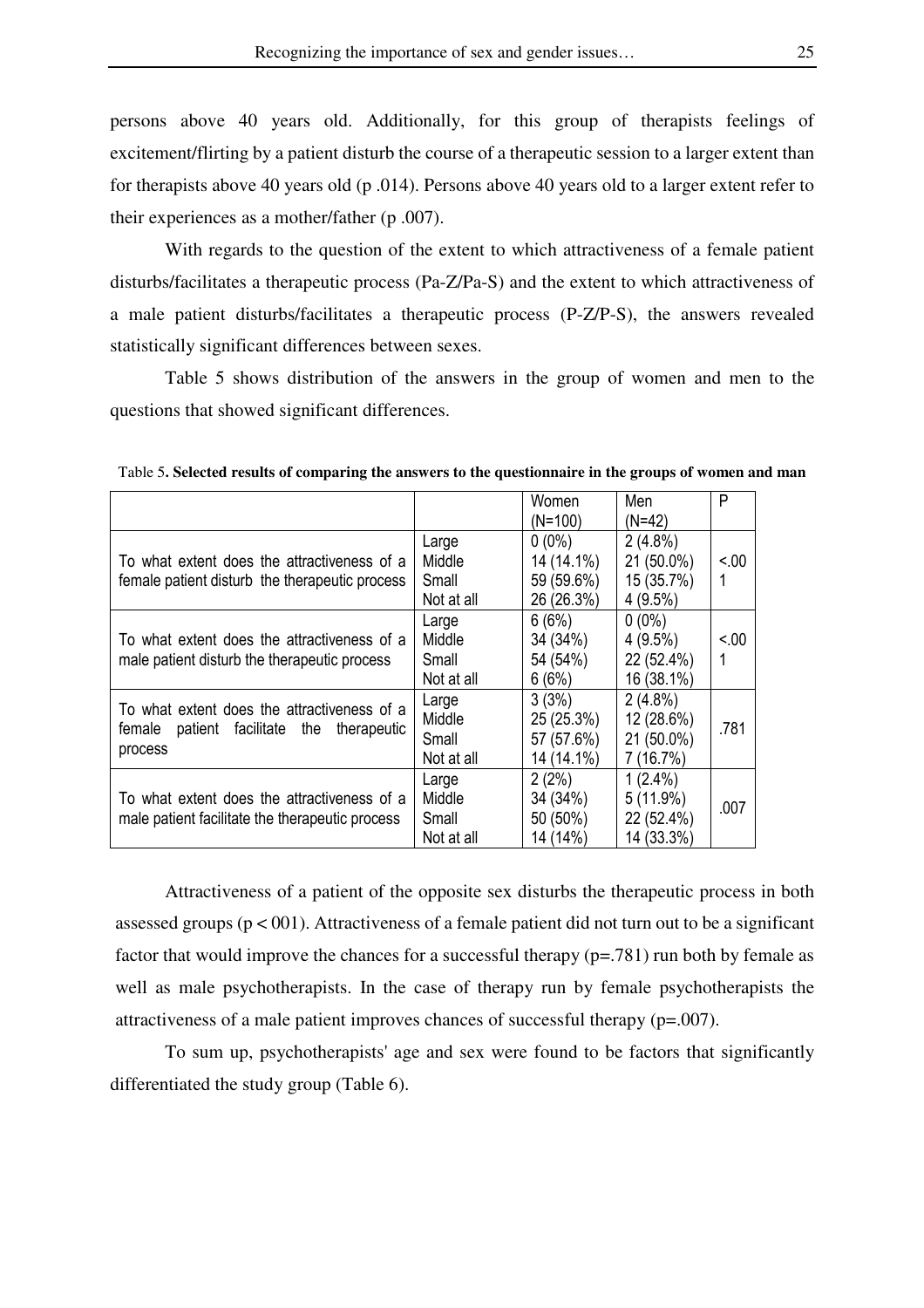persons above 40 years old. Additionally, for this group of therapists feelings of excitement/flirting by a patient disturb the course of a therapeutic session to a larger extent than for therapists above 40 years old (p .014). Persons above 40 years old to a larger extent refer to their experiences as a mother/father (p .007).

With regards to the question of the extent to which attractiveness of a female patient disturbs/facilitates a therapeutic process (Pa-Z/Pa-S) and the extent to which attractiveness of a male patient disturbs/facilitates a therapeutic process (P-Z/P-S), the answers revealed statistically significant differences between sexes.

Table 5 shows distribution of the answers in the group of women and men to the questions that showed significant differences.

Table 5**. Selected results of comparing the answers to the questionnaire in the groups of women and man**

| | | Women (N=100) | Men (N=42) | P |
|---|---|---|---|---|
| To what extent does the attractiveness of a female patient disturb the therapeutic process | Large | 0 (0%) | 2 (4.8%) | <.001 |
| | Middle | 14 (14.1%) | 21 (50.0%) | |
| | Small | 59 (59.6%) | 15 (35.7%) | |
| | Not at all | 26 (26.3%) | 4 (9.5%) | |
| To what extent does the attractiveness of a male patient disturb the therapeutic process | Large | 6 (6%) | 0 (0%) | <.001 |
| | Middle | 34 (34%) | 4 (9.5%) | |
| | Small | 54 (54%) | 22 (52.4%) | |
| | Not at all | 6 (6%) | 16 (38.1%) | |
| To what extent does the attractiveness of a female patient facilitate the therapeutic process | Large | 3 (3%) | 2 (4.8%) | .781 |
| | Middle | 25 (25.3%) | 12 (28.6%) | |
| | Small | 57 (57.6%) | 21 (50.0%) | |
| | Not at all | 14 (14.1%) | 7 (16.7%) | |
| To what extent does the attractiveness of a male patient facilitate the therapeutic process | Large | 2 (2%) | 1 (2.4%) | .007 |
| | Middle | 34 (34%) | 5 (11.9%) | |
| | Small | 50 (50%) | 22 (52.4%) | |
| | Not at all | 14 (14%) | 14 (33.3%) | |

Attractiveness of a patient of the opposite sex disturbs the therapeutic process in both assessed groups ($p < 001$). Attractiveness of a female patient did not turn out to be a significant factor that would improve the chances for a successful therapy ($p=.781$) run both by female as well as male psychotherapists. In the case of therapy run by female psychotherapists the attractiveness of a male patient improves chances of successful therapy ($p=.007$).

To sum up, psychotherapists' age and sex were found to be factors that significantly differentiated the study group (Table 6).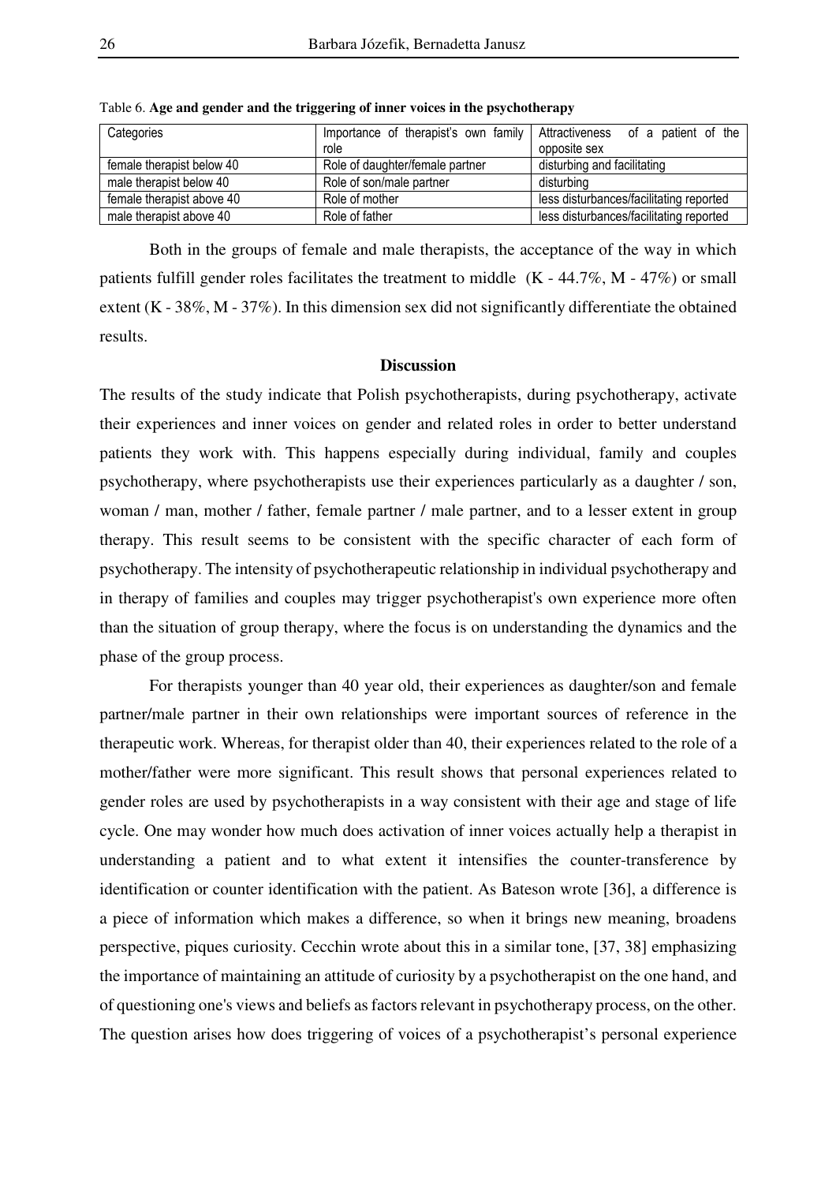Table 6. **Age and gender and the triggering of inner voices in the psychotherapy**

| Categories | Importance of therapist's own family role | Attractiveness of a patient of the opposite sex |
|---|---|---|
| female therapist below 40 | Role of daughter/female partner | disturbing and facilitating |
| male therapist below 40 | Role of son/male partner | disturbing |
| female therapist above 40 | Role of mother | less disturbances/facilitating reported |
| male therapist above 40 | Role of father | less disturbances/facilitating reported |

Both in the groups of female and male therapists, the acceptance of the way in which patients fulfill gender roles facilitates the treatment to middle (K - 44.7%, M - 47%) or small extent (K - 38%, M - 37%). In this dimension sex did not significantly differentiate the obtained results.

## Discussion

The results of the study indicate that Polish psychotherapists, during psychotherapy, activate their experiences and inner voices on gender and related roles in order to better understand patients they work with. This happens especially during individual, family and couples psychotherapy, where psychotherapists use their experiences particularly as a daughter / son, woman / man, mother / father, female partner / male partner, and to a lesser extent in group therapy. This result seems to be consistent with the specific character of each form of psychotherapy. The intensity of psychotherapeutic relationship in individual psychotherapy and in therapy of families and couples may trigger psychotherapist's own experience more often than the situation of group therapy, where the focus is on understanding the dynamics and the phase of the group process.

For therapists younger than 40 year old, their experiences as daughter/son and female partner/male partner in their own relationships were important sources of reference in the therapeutic work. Whereas, for therapist older than 40, their experiences related to the role of a mother/father were more significant. This result shows that personal experiences related to gender roles are used by psychotherapists in a way consistent with their age and stage of life cycle. One may wonder how much does activation of inner voices actually help a therapist in understanding a patient and to what extent it intensifies the counter-transference by identification or counter identification with the patient. As Bateson wrote [36], a difference is a piece of information which makes a difference, so when it brings new meaning, broadens perspective, piques curiosity. Cecchin wrote about this in a similar tone, [37, 38] emphasizing the importance of maintaining an attitude of curiosity by a psychotherapist on the one hand, and of questioning one's views and beliefs as factors relevant in psychotherapy process, on the other. The question arises how does triggering of voices of a psychotherapist's personal experience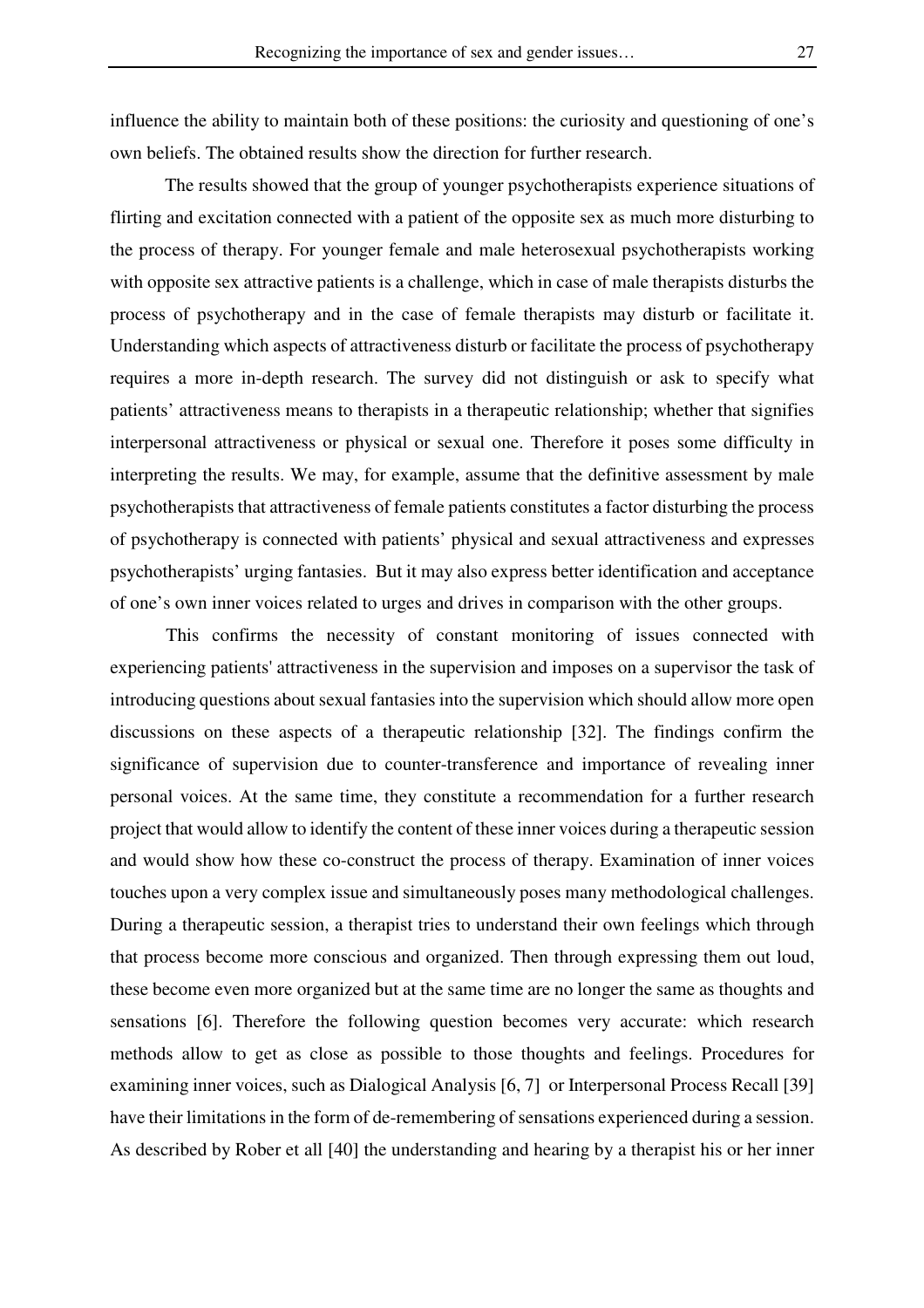influence the ability to maintain both of these positions: the curiosity and questioning of one's own beliefs. The obtained results show the direction for further research.

The results showed that the group of younger psychotherapists experience situations of flirting and excitation connected with a patient of the opposite sex as much more disturbing to the process of therapy. For younger female and male heterosexual psychotherapists working with opposite sex attractive patients is a challenge, which in case of male therapists disturbs the process of psychotherapy and in the case of female therapists may disturb or facilitate it. Understanding which aspects of attractiveness disturb or facilitate the process of psychotherapy requires a more in-depth research. The survey did not distinguish or ask to specify what patients' attractiveness means to therapists in a therapeutic relationship; whether that signifies interpersonal attractiveness or physical or sexual one. Therefore it poses some difficulty in interpreting the results. We may, for example, assume that the definitive assessment by male psychotherapists that attractiveness of female patients constitutes a factor disturbing the process of psychotherapy is connected with patients' physical and sexual attractiveness and expresses psychotherapists' urging fantasies. But it may also express better identification and acceptance of one's own inner voices related to urges and drives in comparison with the other groups.

This confirms the necessity of constant monitoring of issues connected with experiencing patients' attractiveness in the supervision and imposes on a supervisor the task of introducing questions about sexual fantasies into the supervision which should allow more open discussions on these aspects of a therapeutic relationship [32]. The findings confirm the significance of supervision due to counter-transference and importance of revealing inner personal voices. At the same time, they constitute a recommendation for a further research project that would allow to identify the content of these inner voices during a therapeutic session and would show how these co-construct the process of therapy. Examination of inner voices touches upon a very complex issue and simultaneously poses many methodological challenges. During a therapeutic session, a therapist tries to understand their own feelings which through that process become more conscious and organized. Then through expressing them out loud, these become even more organized but at the same time are no longer the same as thoughts and sensations [6]. Therefore the following question becomes very accurate: which research methods allow to get as close as possible to those thoughts and feelings. Procedures for examining inner voices, such as Dialogical Analysis [6, 7] or Interpersonal Process Recall [39] have their limitations in the form of de-remembering of sensations experienced during a session. As described by Rober et all [40] the understanding and hearing by a therapist his or her inner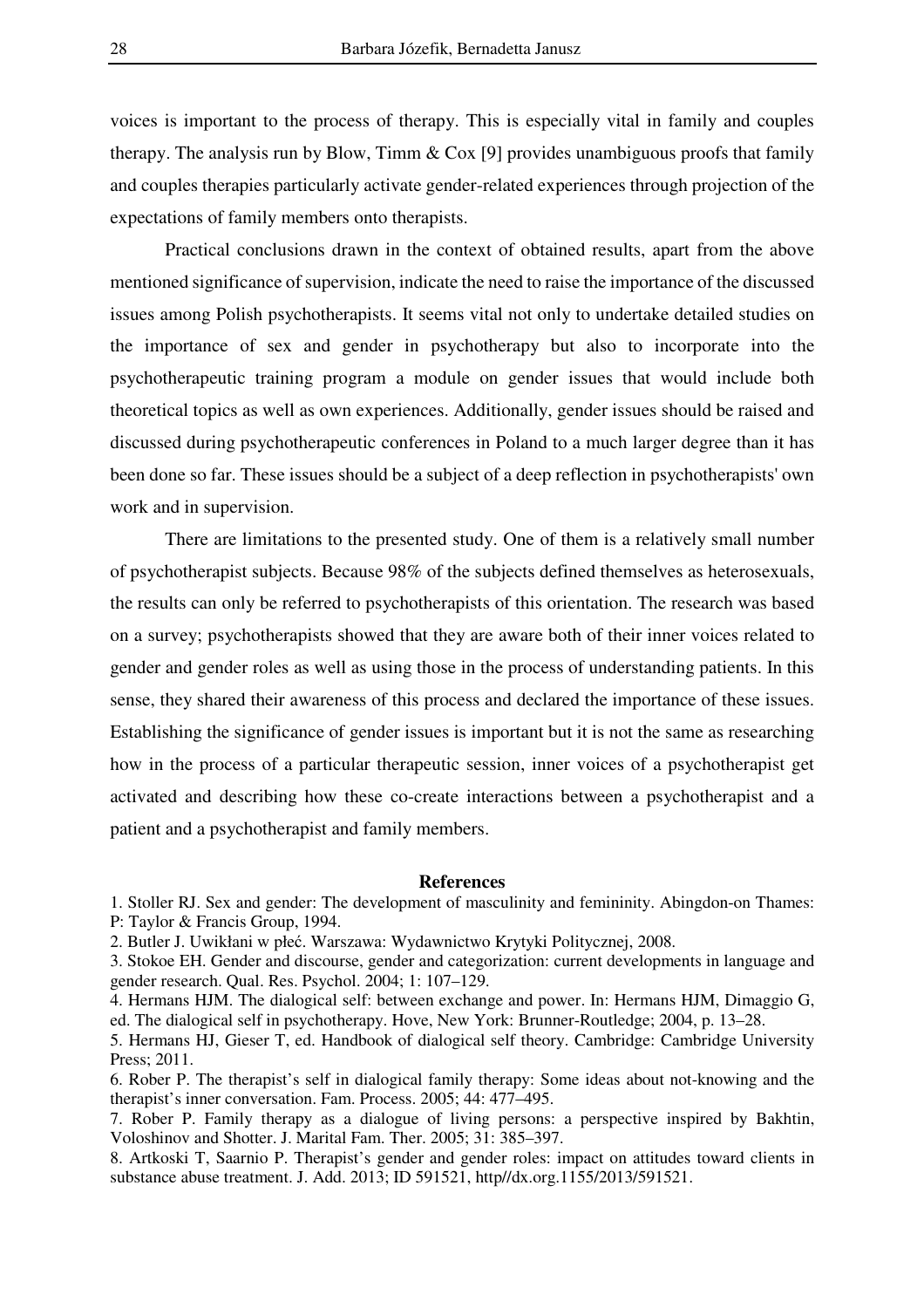voices is important to the process of therapy. This is especially vital in family and couples therapy. The analysis run by Blow, Timm & Cox [9] provides unambiguous proofs that family and couples therapies particularly activate gender-related experiences through projection of the expectations of family members onto therapists.

Practical conclusions drawn in the context of obtained results, apart from the above mentioned significance of supervision, indicate the need to raise the importance of the discussed issues among Polish psychotherapists. It seems vital not only to undertake detailed studies on the importance of sex and gender in psychotherapy but also to incorporate into the psychotherapeutic training program a module on gender issues that would include both theoretical topics as well as own experiences. Additionally, gender issues should be raised and discussed during psychotherapeutic conferences in Poland to a much larger degree than it has been done so far. These issues should be a subject of a deep reflection in psychotherapists' own work and in supervision.

There are limitations to the presented study. One of them is a relatively small number of psychotherapist subjects. Because 98% of the subjects defined themselves as heterosexuals, the results can only be referred to psychotherapists of this orientation. The research was based on a survey; psychotherapists showed that they are aware both of their inner voices related to gender and gender roles as well as using those in the process of understanding patients. In this sense, they shared their awareness of this process and declared the importance of these issues. Establishing the significance of gender issues is important but it is not the same as researching how in the process of a particular therapeutic session, inner voices of a psychotherapist get activated and describing how these co-create interactions between a psychotherapist and a patient and a psychotherapist and family members.

## References

1. Stoller RJ. Sex and gender: The development of masculinity and femininity. Abingdon-on Thames: P: Taylor & Francis Group, 1994.
2. Butler J. Uwikłani w płeć. Warszawa: Wydawnictwo Krytyki Politycznej, 2008.
3. Stokoe EH. Gender and discourse, gender and categorization: current developments in language and gender research. Qual. Res. Psychol. 2004; 1: 107–129.
4. Hermans HJM. The dialogical self: between exchange and power. In: Hermans HJM, Dimaggio G, ed. The dialogical self in psychotherapy. Hove, New York: Brunner-Routledge; 2004, p. 13–28.
5. Hermans HJ, Gieser T, ed. Handbook of dialogical self theory. Cambridge: Cambridge University Press; 2011.
6. Rober P. The therapist's self in dialogical family therapy: Some ideas about not-knowing and the therapist's inner conversation. Fam. Process. 2005; 44: 477–495.
7. Rober P. Family therapy as a dialogue of living persons: a perspective inspired by Bakhtin, Voloshinov and Shotter. J. Marital Fam. Ther. 2005; 31: 385–397.
8. Artkoski T, Saarnio P. Therapist's gender and gender roles: impact on attitudes toward clients in substance abuse treatment. J. Add. 2013; ID 591521, http//dx.org.1155/2013/591521.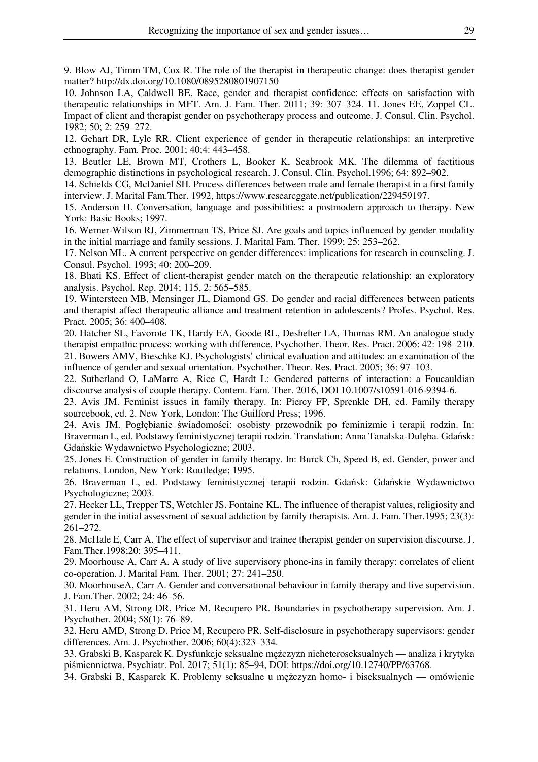9. Blow AJ, Timm TM, Cox R. The role of the therapist in therapeutic change: does therapist gender matter? http://dx.doi.org/10.1080/0895280801907150

10. Johnson LA, Caldwell BE. Race, gender and therapist confidence: effects on satisfaction with therapeutic relationships in MFT. Am. J. Fam. Ther. 2011; 39: 307–324. 11. Jones EE, Zoppel CL. Impact of client and therapist gender on psychotherapy process and outcome. J. Consul. Clin. Psychol. 1982; 50; 2: 259–272.

12. Gehart DR, Lyle RR. Client experience of gender in therapeutic relationships: an interpretive ethnography. Fam. Proc. 2001; 40;4: 443–458.

13. Beutler LE, Brown MT, Crothers L, Booker K, Seabrook MK. The dilemma of factitious demographic distinctions in psychological research. J. Consul. Clin. Psychol.1996; 64: 892–902.

14. Schields CG, McDaniel SH. Process differences between male and female therapist in a first family interview. J. Marital Fam.Ther. 1992, https://www.researcggate.net/publication/229459197.

15. Anderson H. Conversation, language and possibilities: a postmodern approach to therapy. New York: Basic Books; 1997.

16. Werner-Wilson RJ, Zimmerman TS, Price SJ. Are goals and topics influenced by gender modality in the initial marriage and family sessions. J. Marital Fam. Ther. 1999; 25: 253–262.

17. Nelson ML. A current perspective on gender differences: implications for research in counseling. J. Consul. Psychol. 1993; 40: 200–209.

18. Bhati KS. Effect of client-therapist gender match on the therapeutic relationship: an exploratory analysis. Psychol. Rep. 2014; 115, 2: 565–585.

19. Wintersteen MB, Mensinger JL, Diamond GS. Do gender and racial differences between patients and therapist affect therapeutic alliance and treatment retention in adolescents? Profes. Psychol. Res. Pract. 2005; 36: 400–408.

20. Hatcher SL, Favorote TK, Hardy EA, Goode RL, Deshelter LA, Thomas RM. An analogue study therapist empathic process: working with difference. Psychother. Theor. Res. Pract. 2006: 42: 198–210.

21. Bowers AMV, Bieschke KJ. Psychologists' clinical evaluation and attitudes: an examination of the influence of gender and sexual orientation. Psychother. Theor. Res. Pract. 2005; 36: 97–103.

22. Sutherland O, LaMarre A, Rice C, Hardt L: Gendered patterns of interaction: a Foucauldian discourse analysis of couple therapy. Contem. Fam. Ther. 2016, DOI 10.1007/s10591-016-9394-6.

23. Avis JM. Feminist issues in family therapy. In: Piercy FP, Sprenkle DH, ed. Family therapy sourcebook, ed. 2. New York, London: The Guilford Press; 1996.

24. Avis JM. Pogłębianie świadomości: osobisty przewodnik po feminizmie i terapii rodzin. In: Braverman L, ed. Podstawy feministycznej terapii rodzin. Translation: Anna Tanalska-Dulęba. Gdańsk: Gdańskie Wydawnictwo Psychologiczne; 2003.

25. Jones E. Construction of gender in family therapy. In: Burck Ch, Speed B, ed. Gender, power and relations. London, New York: Routledge; 1995.

26. Braverman L, ed. Podstawy feministycznej terapii rodzin. Gdańsk: Gdańskie Wydawnictwo Psychologiczne; 2003.

27. Hecker LL, Trepper TS, Wetchler JS. Fontaine KL. The influence of therapist values, religiosity and gender in the initial assessment of sexual addiction by family therapists. Am. J. Fam. Ther.1995; 23(3): 261–272.

28. McHale E, Carr A. The effect of supervisor and trainee therapist gender on supervision discourse. J. Fam.Ther.1998;20: 395–411.

29. Moorhouse A, Carr A. A study of live supervisory phone-ins in family therapy: correlates of client co-operation. J. Marital Fam. Ther. 2001; 27: 241–250.

30. MoorhouseA, Carr A. Gender and conversational behaviour in family therapy and live supervision. J. Fam.Ther. 2002; 24: 46–56.

31. Heru AM, Strong DR, Price M, Recupero PR. Boundaries in psychotherapy supervision. Am. J. Psychother. 2004; 58(1): 76–89.

32. Heru AMD, Strong D. Price M, Recupero PR. Self-disclosure in psychotherapy supervisors: gender differences. Am. J. Psychother. 2006; 60(4):323–334.

33. Grabski B, Kasparek K. Dysfunkcje seksualne mężczyzn nieheteroseksualnych — analiza i krytyka piśmiennictwa. Psychiatr. Pol. 2017; 51(1): 85–94, DOI: https://doi.org/10.12740/PP/63768.

34. Grabski B, Kasparek K. Problemy seksualne u mężczyzn homo- i biseksualnych — omówienie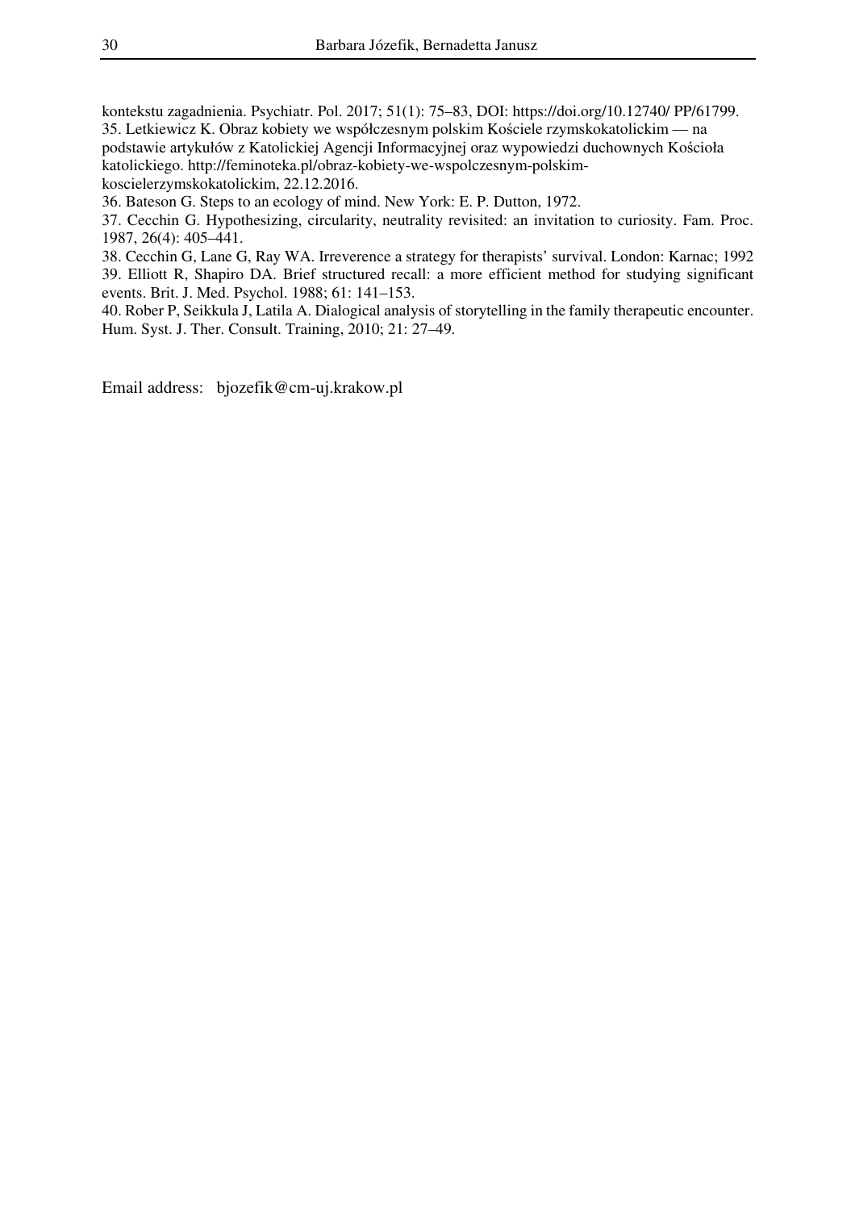kontekstu zagadnienia. Psychiatr. Pol. 2017; 51(1): 75–83, DOI: https://doi.org/10.12740/ PP/61799.

35. Letkiewicz K. Obraz kobiety we współczesnym polskim Kościele rzymskokatolickim — na podstawie artykułów z Katolickiej Agencji Informacyjnej oraz wypowiedzi duchownych Kościoła katolickiego. http://feminoteka.pl/obraz-kobiety-we-wspolczesnym-polskim-koscielerzymskokatolickim, 22.12.2016.

36. Bateson G. Steps to an ecology of mind. New York: E. P. Dutton, 1972.

37. Cecchin G. Hypothesizing, circularity, neutrality revisited: an invitation to curiosity. Fam. Proc. 1987, 26(4): 405–441.

38. Cecchin G, Lane G, Ray WA. Irreverence a strategy for therapists' survival. London: Karnac; 1992

39. Elliott R, Shapiro DA. Brief structured recall: a more efficient method for studying significant events. Brit. J. Med. Psychol. 1988; 61: 141–153.

40. Rober P, Seikkula J, Latila A. Dialogical analysis of storytelling in the family therapeutic encounter. Hum. Syst. J. Ther. Consult. Training, 2010; 21: 27–49.

Email address: bjozefik@cm-uj.krakow.pl